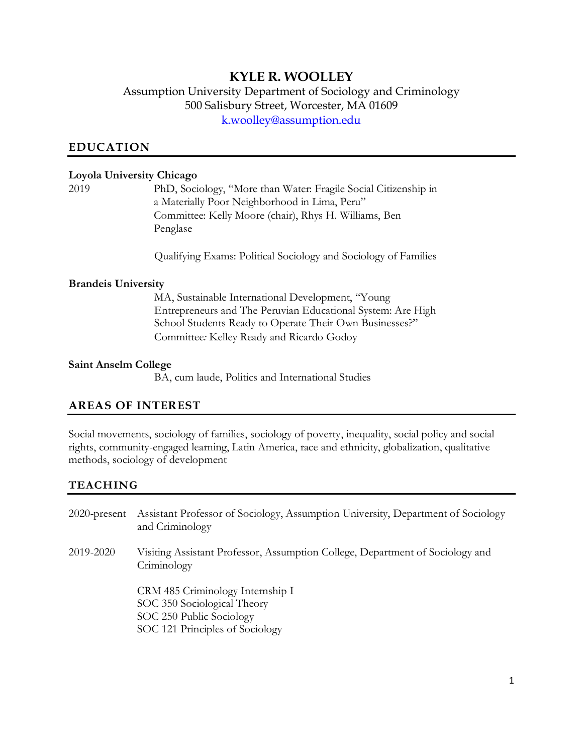# KYLE R. WOOLLEY

Assumption University Department of Sociology and Criminology
500 Salisbury Street, Worcester, MA 01609
k.woolley@assumption.edu

## EDUCATION

**Loyola University Chicago**

2019 PhD, Sociology, "More than Water: Fragile Social Citizenship in a Materially Poor Neighborhood in Lima, Peru"
Committee: Kelly Moore (chair), Rhys H. Williams, Ben Penglase

Qualifying Exams: Political Sociology and Sociology of Families

**Brandeis University**

MA, Sustainable International Development, "Young Entrepreneurs and The Peruvian Educational System: Are High School Students Ready to Operate Their Own Businesses?"
Committee*:* Kelley Ready and Ricardo Godoy

**Saint Anselm College**

BA, cum laude, Politics and International Studies

## AREAS OF INTEREST

Social movements, sociology of families, sociology of poverty, inequality, social policy and social rights, community-engaged learning, Latin America, race and ethnicity, globalization, qualitative methods, sociology of development

## TEACHING

2020-present Assistant Professor of Sociology, Assumption University, Department of Sociology and Criminology

2019-2020 Visiting Assistant Professor, Assumption College, Department of Sociology and Criminology

CRM 485 Criminology Internship I
SOC 350 Sociological Theory
SOC 250 Public Sociology
SOC 121 Principles of Sociology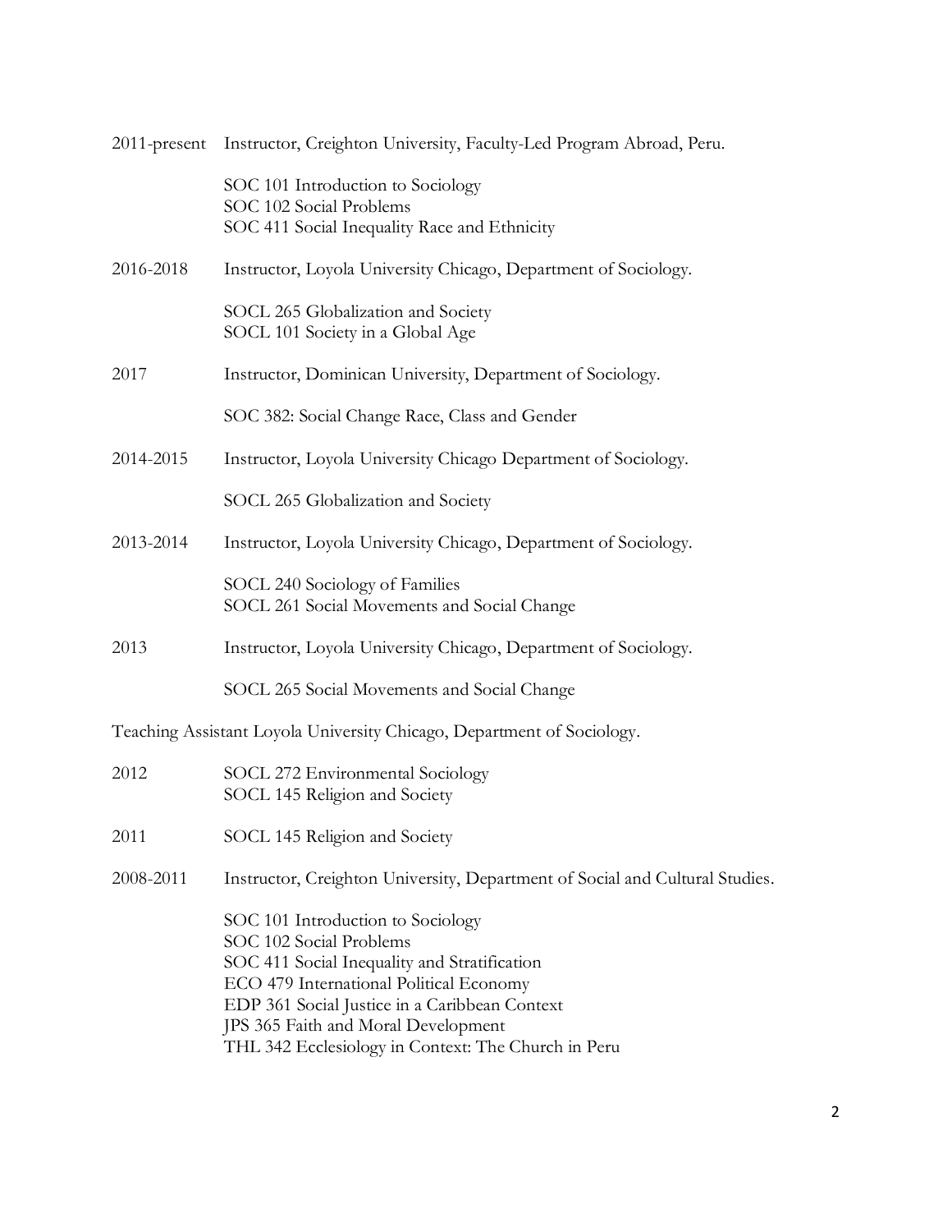2011-present Instructor, Creighton University, Faculty-Led Program Abroad, Peru.

SOC 101 Introduction to Sociology
SOC 102 Social Problems
SOC 411 Social Inequality Race and Ethnicity

2016-2018 Instructor, Loyola University Chicago, Department of Sociology.

SOCL 265 Globalization and Society
SOCL 101 Society in a Global Age

2017 Instructor, Dominican University, Department of Sociology.

SOC 382: Social Change Race, Class and Gender

2014-2015 Instructor, Loyola University Chicago Department of Sociology.

SOCL 265 Globalization and Society

2013-2014 Instructor, Loyola University Chicago, Department of Sociology.

SOCL 240 Sociology of Families
SOCL 261 Social Movements and Social Change

2013 Instructor, Loyola University Chicago, Department of Sociology.

SOCL 265 Social Movements and Social Change

Teaching Assistant Loyola University Chicago, Department of Sociology.

2012 SOCL 272 Environmental Sociology
SOCL 145 Religion and Society

2011 SOCL 145 Religion and Society

2008-2011 Instructor, Creighton University, Department of Social and Cultural Studies.

SOC 101 Introduction to Sociology
SOC 102 Social Problems
SOC 411 Social Inequality and Stratification
ECO 479 International Political Economy
EDP 361 Social Justice in a Caribbean Context
JPS 365 Faith and Moral Development
THL 342 Ecclesiology in Context: The Church in Peru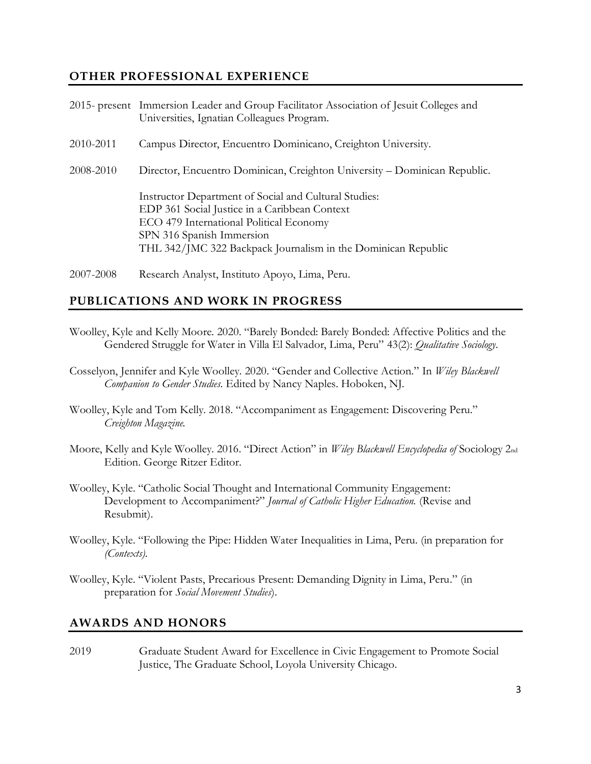## OTHER PROFESSIONAL EXPERIENCE

2015- present Immersion Leader and Group Facilitator Association of Jesuit Colleges and Universities, Ignatian Colleagues Program.

2010-2011 Campus Director, Encuentro Dominicano, Creighton University.

2008-2010 Director, Encuentro Dominican, Creighton University – Dominican Republic.

Instructor Department of Social and Cultural Studies:
EDP 361 Social Justice in a Caribbean Context
ECO 479 International Political Economy
SPN 316 Spanish Immersion
THL 342/JMC 322 Backpack Journalism in the Dominican Republic

2007-2008 Research Analyst, Instituto Apoyo, Lima, Peru.

## PUBLICATIONS AND WORK IN PROGRESS

Woolley, Kyle and Kelly Moore. 2020. "Barely Bonded: Barely Bonded: Affective Politics and the Gendered Struggle for Water in Villa El Salvador, Lima, Peru" 43(2): *Qualitative Sociology*.

Cosselyon, Jennifer and Kyle Woolley. 2020. "Gender and Collective Action." In *Wiley Blackwell Companion to Gender Studies.* Edited by Nancy Naples. Hoboken, NJ.

Woolley, Kyle and Tom Kelly. 2018. "Accompaniment as Engagement: Discovering Peru." *Creighton Magazine.*

Moore, Kelly and Kyle Woolley. 2016. "Direct Action" in *Wiley Blackwell Encyclopedia of* Sociology 2nd Edition. George Ritzer Editor.

Woolley, Kyle. "Catholic Social Thought and International Community Engagement: Development to Accompaniment?" *Journal of Catholic Higher Education.* (Revise and Resubmit).

Woolley, Kyle. "Following the Pipe: Hidden Water Inequalities in Lima, Peru. (in preparation for *(Contexts).*

Woolley, Kyle. "Violent Pasts, Precarious Present: Demanding Dignity in Lima, Peru." (in preparation for *Social Movement Studies*).

## AWARDS AND HONORS

2019 Graduate Student Award for Excellence in Civic Engagement to Promote Social Justice, The Graduate School, Loyola University Chicago.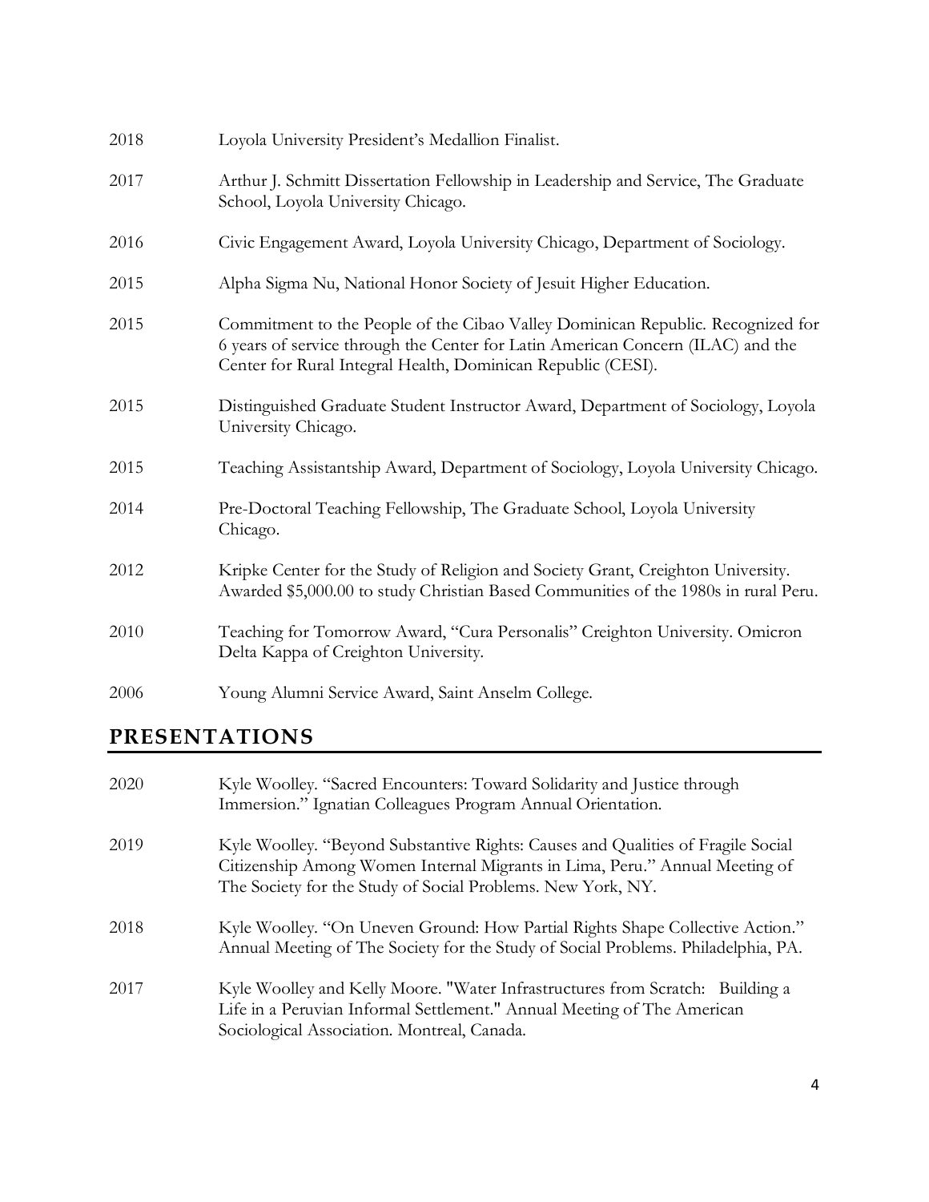2018 Loyola University President's Medallion Finalist.

2017 Arthur J. Schmitt Dissertation Fellowship in Leadership and Service, The Graduate School, Loyola University Chicago.

2016 Civic Engagement Award, Loyola University Chicago, Department of Sociology.

2015 Alpha Sigma Nu, National Honor Society of Jesuit Higher Education.

2015 Commitment to the People of the Cibao Valley Dominican Republic. Recognized for 6 years of service through the Center for Latin American Concern (ILAC) and the Center for Rural Integral Health, Dominican Republic (CESI).

2015 Distinguished Graduate Student Instructor Award, Department of Sociology, Loyola University Chicago.

2015 Teaching Assistantship Award, Department of Sociology, Loyola University Chicago.

2014 Pre-Doctoral Teaching Fellowship, The Graduate School, Loyola University Chicago.

2012 Kripke Center for the Study of Religion and Society Grant, Creighton University. Awarded $5,000.00 to study Christian Based Communities of the 1980s in rural Peru.

2010 Teaching for Tomorrow Award, "Cura Personalis" Creighton University. Omicron Delta Kappa of Creighton University.

2006 Young Alumni Service Award, Saint Anselm College.

## PRESENTATIONS

2020 Kyle Woolley. "Sacred Encounters: Toward Solidarity and Justice through Immersion." Ignatian Colleagues Program Annual Orientation.

2019 Kyle Woolley. "Beyond Substantive Rights: Causes and Qualities of Fragile Social Citizenship Among Women Internal Migrants in Lima, Peru." Annual Meeting of The Society for the Study of Social Problems. New York, NY.

2018 Kyle Woolley. "On Uneven Ground: How Partial Rights Shape Collective Action." Annual Meeting of The Society for the Study of Social Problems. Philadelphia, PA.

2017 Kyle Woolley and Kelly Moore. "Water Infrastructures from Scratch: Building a Life in a Peruvian Informal Settlement." Annual Meeting of The American Sociological Association. Montreal, Canada.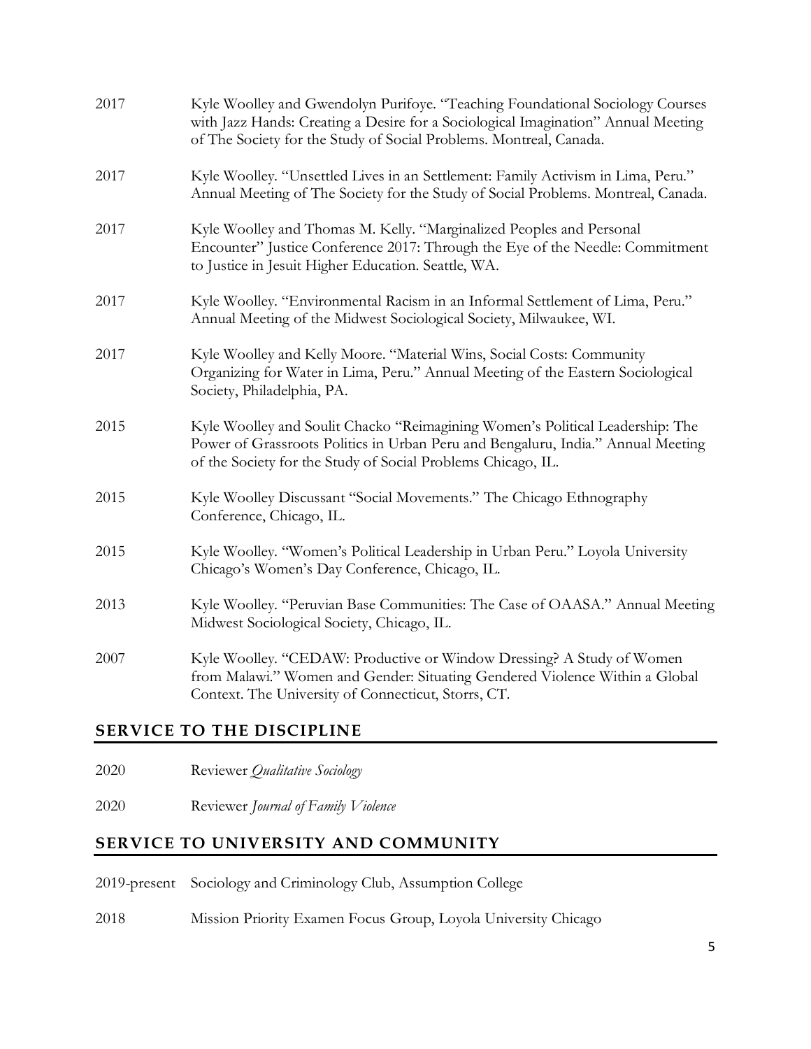2017 Kyle Woolley and Gwendolyn Purifoye. "Teaching Foundational Sociology Courses with Jazz Hands: Creating a Desire for a Sociological Imagination" Annual Meeting of The Society for the Study of Social Problems. Montreal, Canada.

2017 Kyle Woolley. "Unsettled Lives in an Settlement: Family Activism in Lima, Peru." Annual Meeting of The Society for the Study of Social Problems. Montreal, Canada.

2017 Kyle Woolley and Thomas M. Kelly. "Marginalized Peoples and Personal Encounter" Justice Conference 2017: Through the Eye of the Needle: Commitment to Justice in Jesuit Higher Education. Seattle, WA.

2017 Kyle Woolley. "Environmental Racism in an Informal Settlement of Lima, Peru." Annual Meeting of the Midwest Sociological Society, Milwaukee, WI.

2017 Kyle Woolley and Kelly Moore. "Material Wins, Social Costs: Community Organizing for Water in Lima, Peru." Annual Meeting of the Eastern Sociological Society, Philadelphia, PA.

2015 Kyle Woolley and Soulit Chacko "Reimagining Women's Political Leadership: The Power of Grassroots Politics in Urban Peru and Bengaluru, India." Annual Meeting of the Society for the Study of Social Problems Chicago, IL.

2015 Kyle Woolley Discussant "Social Movements." The Chicago Ethnography Conference, Chicago, IL.

2015 Kyle Woolley. "Women's Political Leadership in Urban Peru." Loyola University Chicago's Women's Day Conference, Chicago, IL.

2013 Kyle Woolley. "Peruvian Base Communities: The Case of OAASA." Annual Meeting Midwest Sociological Society, Chicago, IL.

2007 Kyle Woolley. "CEDAW: Productive or Window Dressing? A Study of Women from Malawi." Women and Gender: Situating Gendered Violence Within a Global Context. The University of Connecticut, Storrs, CT.

## SERVICE TO THE DISCIPLINE

2020 Reviewer *Qualitative Sociology*

2020 Reviewer *Journal of Family Violence*

## SERVICE TO UNIVERSITY AND COMMUNITY

2019-present Sociology and Criminology Club, Assumption College

2018 Mission Priority Examen Focus Group, Loyola University Chicago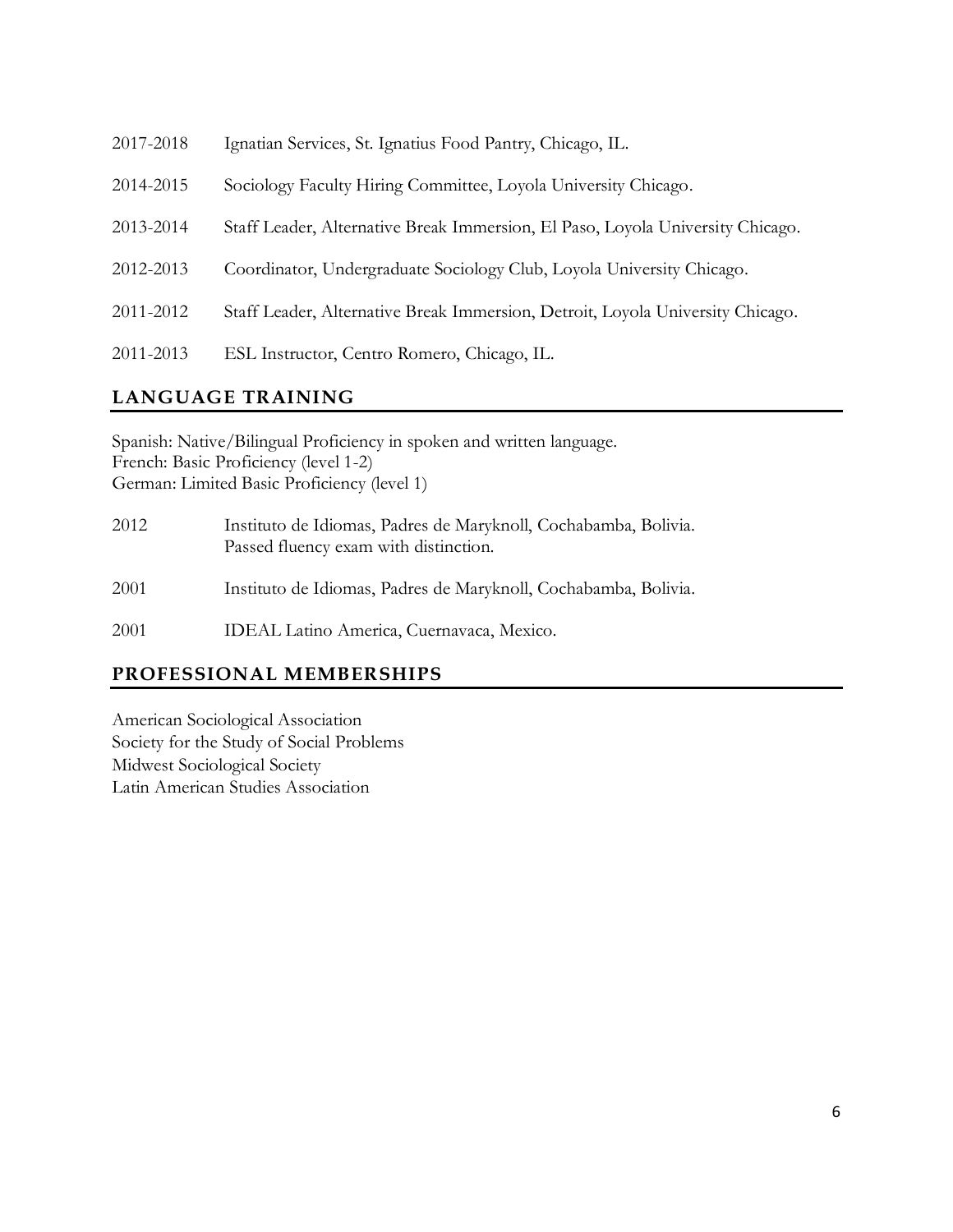2017-2018 Ignatian Services, St. Ignatius Food Pantry, Chicago, IL.

2014-2015 Sociology Faculty Hiring Committee, Loyola University Chicago.

2013-2014 Staff Leader, Alternative Break Immersion, El Paso, Loyola University Chicago.

2012-2013 Coordinator, Undergraduate Sociology Club, Loyola University Chicago.

2011-2012 Staff Leader, Alternative Break Immersion, Detroit, Loyola University Chicago.

2011-2013 ESL Instructor, Centro Romero, Chicago, IL.

## LANGUAGE TRAINING

Spanish: Native/Bilingual Proficiency in spoken and written language.
French: Basic Proficiency (level 1-2)
German: Limited Basic Proficiency (level 1)

2012 Instituto de Idiomas, Padres de Maryknoll, Cochabamba, Bolivia.
Passed fluency exam with distinction.

2001 Instituto de Idiomas, Padres de Maryknoll, Cochabamba, Bolivia.

2001 IDEAL Latino America, Cuernavaca, Mexico.

## PROFESSIONAL MEMBERSHIPS

American Sociological Association
Society for the Study of Social Problems
Midwest Sociological Society
Latin American Studies Association